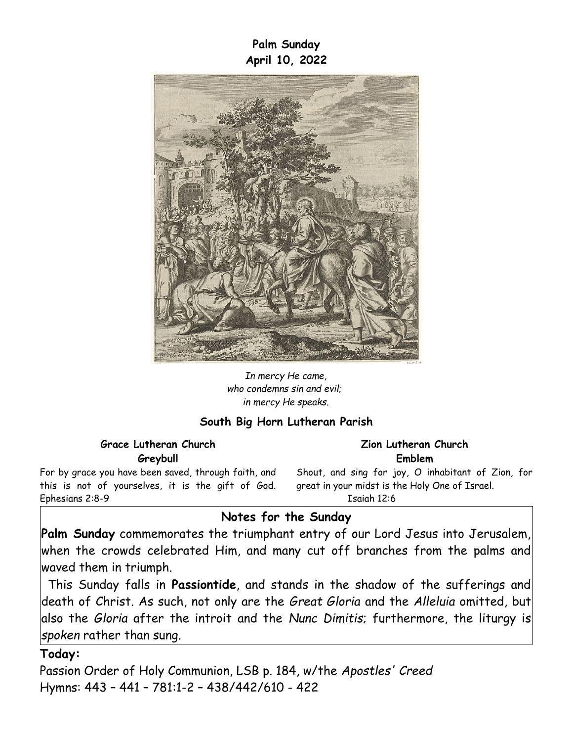**Palm Sunday**
**April 10, 2022**

*In mercy He came,*
*who condemns sin and evil;*
*in mercy He speaks.*

**South Big Horn Lutheran Parish**

**Grace Lutheran Church**
**Greybull**

For by grace you have been saved, through faith, and this is not of yourselves, it is the gift of God. Ephesians 2:8-9

**Zion Lutheran Church**
**Emblem**

Shout, and sing for joy, O inhabitant of Zion, for great in your midst is the Holy One of Israel.
Isaiah 12:6

## Notes for the Sunday

**Palm Sunday** commemorates the triumphant entry of our Lord Jesus into Jerusalem, when the crowds celebrated Him, and many cut off branches from the palms and waved them in triumph.

This Sunday falls in **Passiontide**, and stands in the shadow of the sufferings and death of Christ. As such, not only are the *Great Gloria* and the *Alleluia* omitted, but also the *Gloria* after the introit and the *Nunc Dimitis*; furthermore, the liturgy is *spoken* rather than sung.

**Today:**

Passion Order of Holy Communion, LSB p. 184, w/the *Apostles' Creed*
Hymns: 443 – 441 – 781:1-2 – 438/442/610 - 422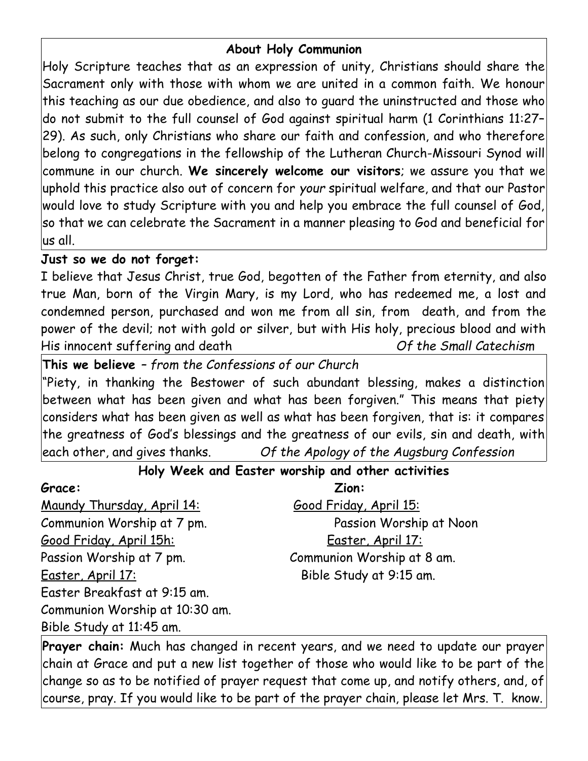### About Holy Communion

Holy Scripture teaches that as an expression of unity, Christians should share the Sacrament only with those with whom we are united in a common faith. We honour this teaching as our due obedience, and also to guard the uninstructed and those who do not submit to the full counsel of God against spiritual harm (1 Corinthians 11:27–29). As such, only Christians who share our faith and confession, and who therefore belong to congregations in the fellowship of the Lutheran Church-Missouri Synod will commune in our church. **We sincerely welcome our visitors**; we assure you that we uphold this practice also out of concern for *your* spiritual welfare, and that our Pastor would love to study Scripture with you and help you embrace the full counsel of God, so that we can celebrate the Sacrament in a manner pleasing to God and beneficial for us all.

**Just so we do not forget:**

I believe that Jesus Christ, true God, begotten of the Father from eternity, and also true Man, born of the Virgin Mary, is my Lord, who has redeemed me, a lost and condemned person, purchased and won me from all sin, from death, and from the power of the devil; not with gold or silver, but with His holy, precious blood and with His innocent suffering and death *Of the Small Catechism*

**This we believe** – *from the Confessions of our Church*

"Piety, in thanking the Bestower of such abundant blessing, makes a distinction between what has been given and what has been forgiven." This means that piety considers what has been given as well as what has been forgiven, that is: it compares the greatness of God's blessings and the greatness of our evils, sin and death, with each other, and gives thanks. *Of the Apology of the Augsburg Confession*

### Holy Week and Easter worship and other activities

**Grace:**

Maundy Thursday, April 14:
Communion Worship at 7 pm.

Good Friday, April 15h:
Passion Worship at 7 pm.

Easter, April 17:
Easter Breakfast at 9:15 am.
Communion Worship at 10:30 am.
Bible Study at 11:45 am.

**Zion:**

Good Friday, April 15:
Passion Worship at Noon

Easter, April 17:
Communion Worship at 8 am.
Bible Study at 9:15 am.

**Prayer chain:** Much has changed in recent years, and we need to update our prayer chain at Grace and put a new list together of those who would like to be part of the change so as to be notified of prayer request that come up, and notify others, and, of course, pray. If you would like to be part of the prayer chain, please let Mrs. T. know.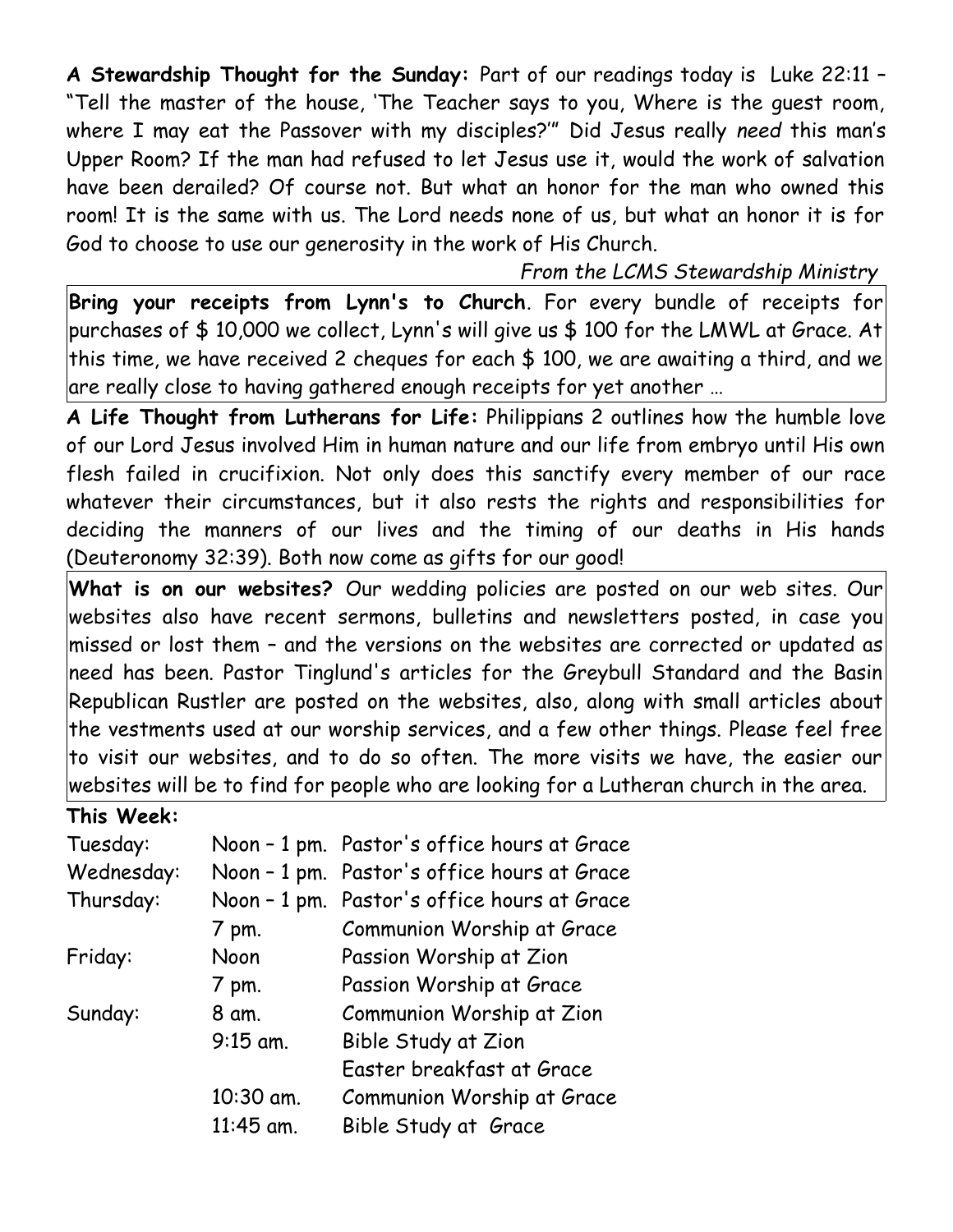**A Stewardship Thought for the Sunday:** Part of our readings today is Luke 22:11 – "Tell the master of the house, 'The Teacher says to you, Where is the guest room, where I may eat the Passover with my disciples?'" Did Jesus really *need* this man's Upper Room? If the man had refused to let Jesus use it, would the work of salvation have been derailed? Of course not. But what an honor for the man who owned this room! It is the same with us. The Lord needs none of us, but what an honor it is for God to choose to use our generosity in the work of His Church.

*From the LCMS Stewardship Ministry*

**Bring your receipts from Lynn's to Church**. For every bundle of receipts for purchases of $ 10,000 we collect, Lynn's will give us $ 100 for the LMWL at Grace. At this time, we have received 2 cheques for each $ 100, we are awaiting a third, and we are really close to having gathered enough receipts for yet another …

**A Life Thought from Lutherans for Life:** Philippians 2 outlines how the humble love of our Lord Jesus involved Him in human nature and our life from embryo until His own flesh failed in crucifixion. Not only does this sanctify every member of our race whatever their circumstances, but it also rests the rights and responsibilities for deciding the manners of our lives and the timing of our deaths in His hands (Deuteronomy 32:39). Both now come as gifts for our good!

**What is on our websites?** Our wedding policies are posted on our web sites. Our websites also have recent sermons, bulletins and newsletters posted, in case you missed or lost them – and the versions on the websites are corrected or updated as need has been. Pastor Tinglund's articles for the Greybull Standard and the Basin Republican Rustler are posted on the websites, also, along with small articles about the vestments used at our worship services, and a few other things. Please feel free to visit our websites, and to do so often. The more visits we have, the easier our websites will be to find for people who are looking for a Lutheran church in the area.

**This Week:**

| | | |
|---|---|---|
| Tuesday: | Noon – 1 pm. | Pastor's office hours at Grace |
| Wednesday: | Noon – 1 pm. | Pastor's office hours at Grace |
| Thursday: | Noon – 1 pm. | Pastor's office hours at Grace |
| | 7 pm. | Communion Worship at Grace |
| Friday: | Noon | Passion Worship at Zion |
| | 7 pm. | Passion Worship at Grace |
| Sunday: | 8 am. | Communion Worship at Zion |
| | 9:15 am. | Bible Study at Zion |
| | | Easter breakfast at Grace |
| | 10:30 am. | Communion Worship at Grace |
| | 11:45 am. | Bible Study at Grace |